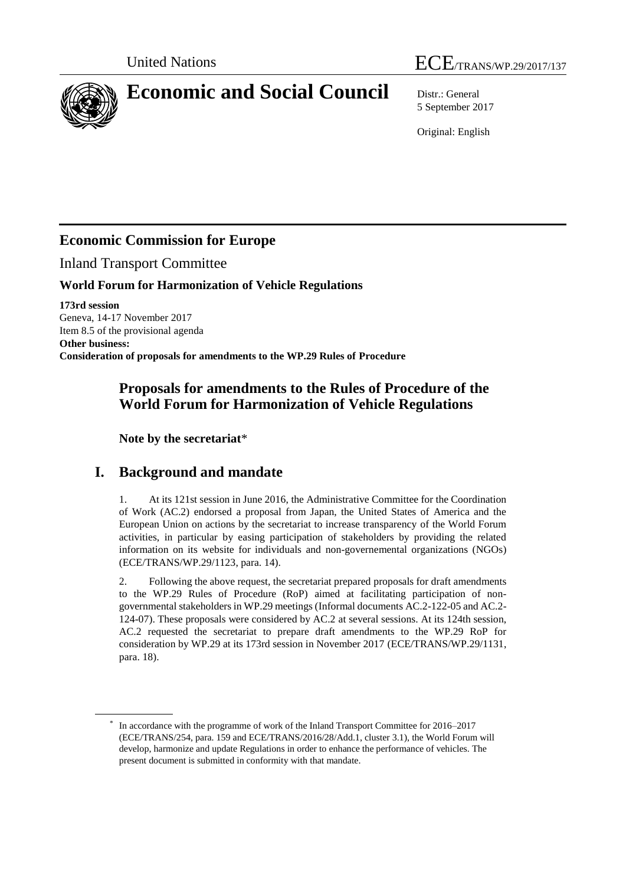United Nations

ECE/TRANS/WP.29/2017/137

# Economic and Social Council

Distr.: General
5 September 2017

Original: English

## Economic Commission for Europe

Inland Transport Committee

### World Forum for Harmonization of Vehicle Regulations

**173rd session**
Geneva, 14-17 November 2017
Item 8.5 of the provisional agenda
**Other business:**
**Consideration of proposals for amendments to the WP.29 Rules of Procedure**

## Proposals for amendments to the Rules of Procedure of the World Forum for Harmonization of Vehicle Regulations

**Note by the secretariat***

## I. Background and mandate

1. At its 121st session in June 2016, the Administrative Committee for the Coordination of Work (AC.2) endorsed a proposal from Japan, the United States of America and the European Union on actions by the secretariat to increase transparency of the World Forum activities, in particular by easing participation of stakeholders by providing the related information on its website for individuals and non-governemental organizations (NGOs) (ECE/TRANS/WP.29/1123, para. 14).

2. Following the above request, the secretariat prepared proposals for draft amendments to the WP.29 Rules of Procedure (RoP) aimed at facilitating participation of non-governmental stakeholders in WP.29 meetings (Informal documents AC.2-122-05 and AC.2-124-07). These proposals were considered by AC.2 at several sessions. At its 124th session, AC.2 requested the secretariat to prepare draft amendments to the WP.29 RoP for consideration by WP.29 at its 173rd session in November 2017 (ECE/TRANS/WP.29/1131, para. 18).

---

\* In accordance with the programme of work of the Inland Transport Committee for 2016–2017 (ECE/TRANS/254, para. 159 and ECE/TRANS/2016/28/Add.1, cluster 3.1), the World Forum will develop, harmonize and update Regulations in order to enhance the performance of vehicles. The present document is submitted in conformity with that mandate.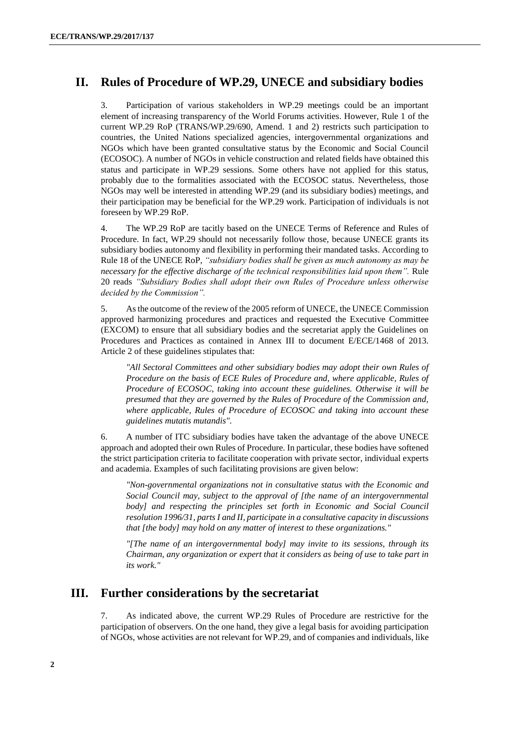## II. Rules of Procedure of WP.29, UNECE and subsidiary bodies

3. Participation of various stakeholders in WP.29 meetings could be an important element of increasing transparency of the World Forums activities. However, Rule 1 of the current WP.29 RoP (TRANS/WP.29/690, Amend. 1 and 2) restricts such participation to countries, the United Nations specialized agencies, intergovernmental organizations and NGOs which have been granted consultative status by the Economic and Social Council (ECOSOC). A number of NGOs in vehicle construction and related fields have obtained this status and participate in WP.29 sessions. Some others have not applied for this status, probably due to the formalities associated with the ECOSOC status. Nevertheless, those NGOs may well be interested in attending WP.29 (and its subsidiary bodies) meetings, and their participation may be beneficial for the WP.29 work. Participation of individuals is not foreseen by WP.29 RoP.

4. The WP.29 RoP are tacitly based on the UNECE Terms of Reference and Rules of Procedure. In fact, WP.29 should not necessarily follow those, because UNECE grants its subsidiary bodies autonomy and flexibility in performing their mandated tasks. According to Rule 18 of the UNECE RoP, *"subsidiary bodies shall be given as much autonomy as may be necessary for the effective discharge of the technical responsibilities laid upon them".* Rule 20 reads *"Subsidiary Bodies shall adopt their own Rules of Procedure unless otherwise decided by the Commission".*

5. As the outcome of the review of the 2005 reform of UNECE, the UNECE Commission approved harmonizing procedures and practices and requested the Executive Committee (EXCOM) to ensure that all subsidiary bodies and the secretariat apply the Guidelines on Procedures and Practices as contained in Annex III to document E/ECE/1468 of 2013. Article 2 of these guidelines stipulates that:

> *"All Sectoral Committees and other subsidiary bodies may adopt their own Rules of Procedure on the basis of ECE Rules of Procedure and, where applicable, Rules of Procedure of ECOSOC, taking into account these guidelines. Otherwise it will be presumed that they are governed by the Rules of Procedure of the Commission and, where applicable, Rules of Procedure of ECOSOC and taking into account these guidelines mutatis mutandis".*

6. A number of ITC subsidiary bodies have taken the advantage of the above UNECE approach and adopted their own Rules of Procedure. In particular, these bodies have softened the strict participation criteria to facilitate cooperation with private sector, individual experts and academia. Examples of such facilitating provisions are given below:

> *"Non-governmental organizations not in consultative status with the Economic and Social Council may, subject to the approval of [the name of an intergovernmental body] and respecting the principles set forth in Economic and Social Council resolution 1996/31, parts I and II, participate in a consultative capacity in discussions that [the body] may hold on any matter of interest to these organizations."*

> *"[The name of an intergovernmental body] may invite to its sessions, through its Chairman, any organization or expert that it considers as being of use to take part in its work."*

## III. Further considerations by the secretariat

7. As indicated above, the current WP.29 Rules of Procedure are restrictive for the participation of observers. On the one hand, they give a legal basis for avoiding participation of NGOs, whose activities are not relevant for WP.29, and of companies and individuals, like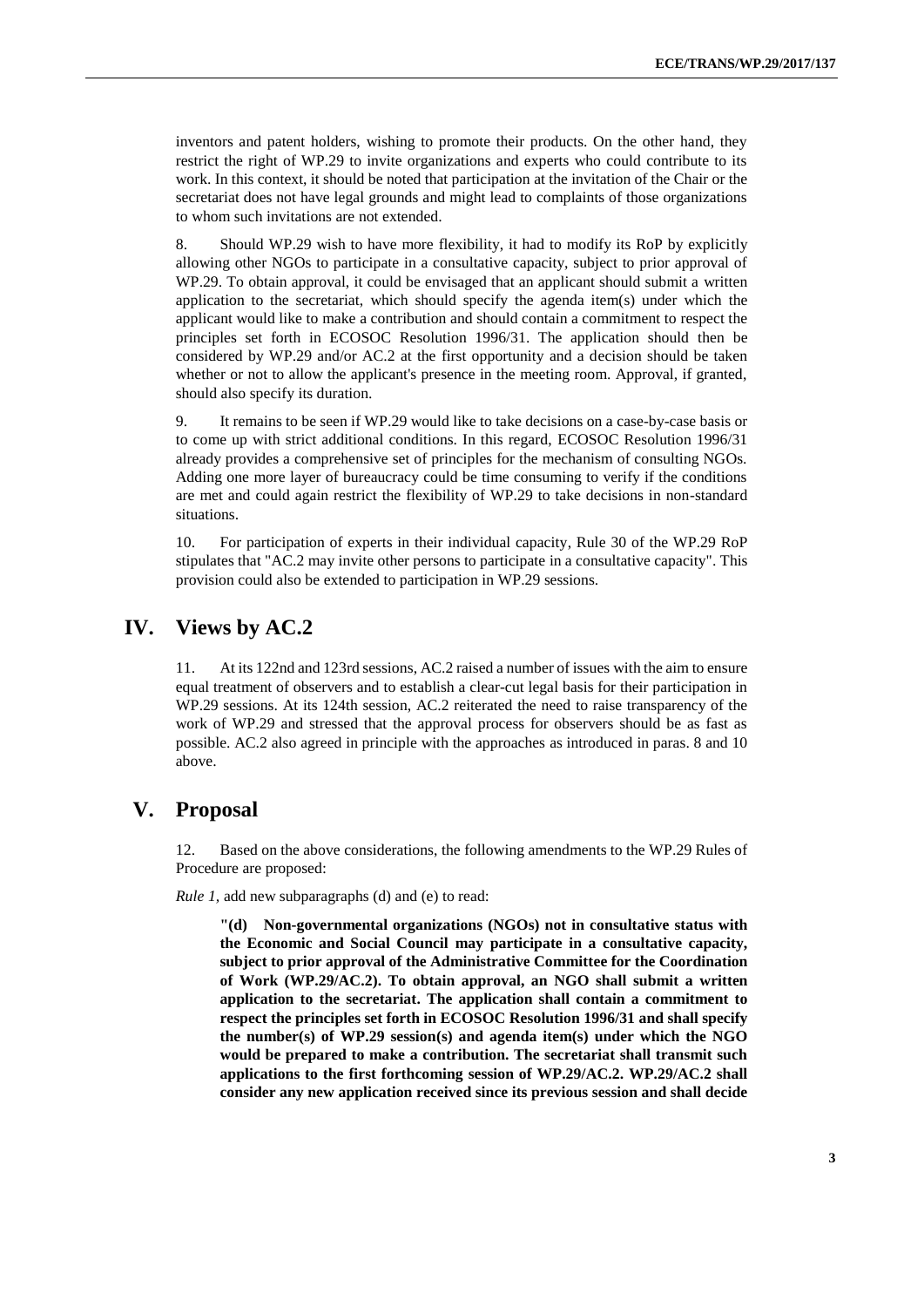inventors and patent holders, wishing to promote their products. On the other hand, they restrict the right of WP.29 to invite organizations and experts who could contribute to its work. In this context, it should be noted that participation at the invitation of the Chair or the secretariat does not have legal grounds and might lead to complaints of those organizations to whom such invitations are not extended.

8. Should WP.29 wish to have more flexibility, it had to modify its RoP by explicitly allowing other NGOs to participate in a consultative capacity, subject to prior approval of WP.29. To obtain approval, it could be envisaged that an applicant should submit a written application to the secretariat, which should specify the agenda item(s) under which the applicant would like to make a contribution and should contain a commitment to respect the principles set forth in ECOSOC Resolution 1996/31. The application should then be considered by WP.29 and/or AC.2 at the first opportunity and a decision should be taken whether or not to allow the applicant's presence in the meeting room. Approval, if granted, should also specify its duration.

9. It remains to be seen if WP.29 would like to take decisions on a case-by-case basis or to come up with strict additional conditions. In this regard, ECOSOC Resolution 1996/31 already provides a comprehensive set of principles for the mechanism of consulting NGOs. Adding one more layer of bureaucracy could be time consuming to verify if the conditions are met and could again restrict the flexibility of WP.29 to take decisions in non-standard situations.

10. For participation of experts in their individual capacity, Rule 30 of the WP.29 RoP stipulates that "AC.2 may invite other persons to participate in a consultative capacity". This provision could also be extended to participation in WP.29 sessions.

## IV. Views by AC.2

11. At its 122nd and 123rd sessions, AC.2 raised a number of issues with the aim to ensure equal treatment of observers and to establish a clear-cut legal basis for their participation in WP.29 sessions. At its 124th session, AC.2 reiterated the need to raise transparency of the work of WP.29 and stressed that the approval process for observers should be as fast as possible. AC.2 also agreed in principle with the approaches as introduced in paras. 8 and 10 above.

## V. Proposal

12. Based on the above considerations, the following amendments to the WP.29 Rules of Procedure are proposed:

*Rule 1,* add new subparagraphs (d) and (e) to read:

> **"(d) Non-governmental organizations (NGOs) not in consultative status with the Economic and Social Council may participate in a consultative capacity, subject to prior approval of the Administrative Committee for the Coordination of Work (WP.29/AC.2). To obtain approval, an NGO shall submit a written application to the secretariat. The application shall contain a commitment to respect the principles set forth in ECOSOC Resolution 1996/31 and shall specify the number(s) of WP.29 session(s) and agenda item(s) under which the NGO would be prepared to make a contribution. The secretariat shall transmit such applications to the first forthcoming session of WP.29/AC.2. WP.29/AC.2 shall consider any new application received since its previous session and shall decide**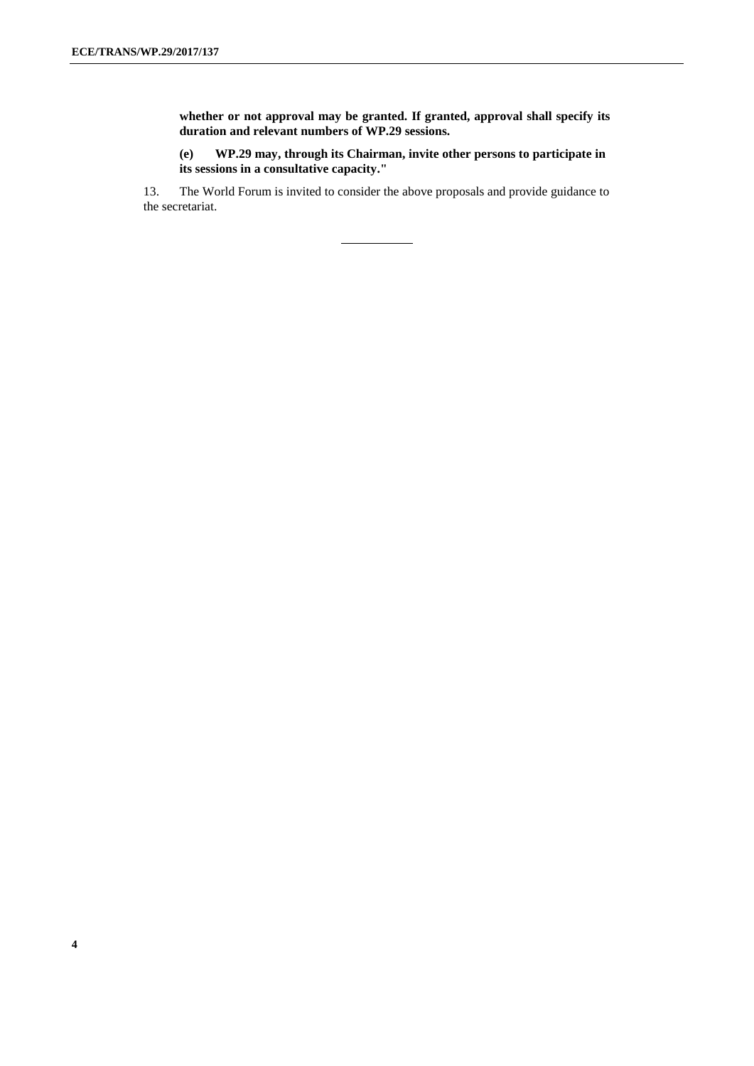**whether or not approval may be granted. If granted, approval shall specify its duration and relevant numbers of WP.29 sessions.**

**(e) WP.29 may, through its Chairman, invite other persons to participate in its sessions in a consultative capacity."**

13. The World Forum is invited to consider the above proposals and provide guidance to the secretariat.